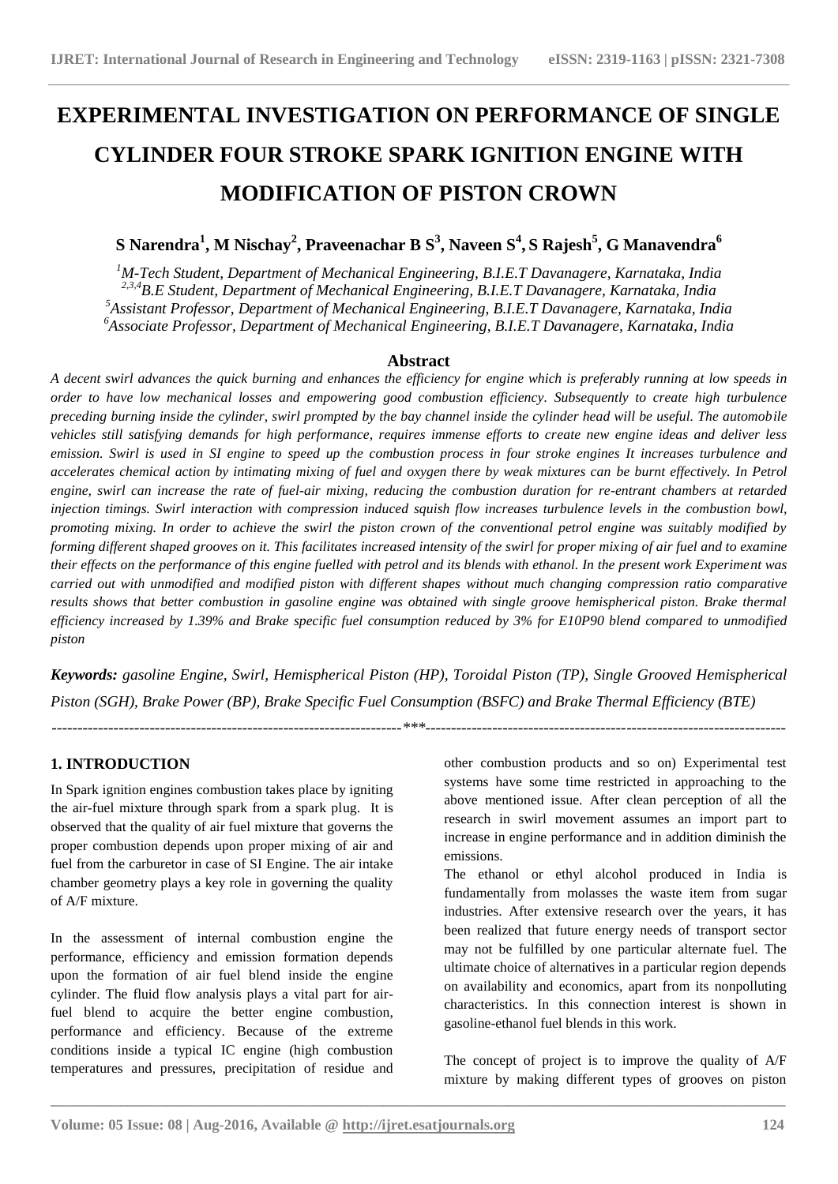# EXPERIMENTAL INVESTIGATION ON PERFORMANCE OF SINGLE CYLINDER FOUR STROKE SPARK IGNITION ENGINE WITH MODIFICATION OF PISTON CROWN

**S Narendra[1], M Nischay[2], Praveenachar B S[3], Naveen S[4], S Rajesh[5], G Manavendra[6]**

*[1]M-Tech Student, Department of Mechanical Engineering, B.I.E.T Davanagere, Karnataka, India*
*[2,3,4]B.E Student, Department of Mechanical Engineering, B.I.E.T Davanagere, Karnataka, India*
*[5]Assistant Professor, Department of Mechanical Engineering, B.I.E.T Davanagere, Karnataka, India*
*[6]Associate Professor, Department of Mechanical Engineering, B.I.E.T Davanagere, Karnataka, India*

## Abstract

*A decent swirl advances the quick burning and enhances the efficiency for engine which is preferably running at low speeds in order to have low mechanical losses and empowering good combustion efficiency. Subsequently to create high turbulence preceding burning inside the cylinder, swirl prompted by the bay channel inside the cylinder head will be useful. The automobile vehicles still satisfying demands for high performance, requires immense efforts to create new engine ideas and deliver less emission. Swirl is used in SI engine to speed up the combustion process in four stroke engines It increases turbulence and accelerates chemical action by intimating mixing of fuel and oxygen there by weak mixtures can be burnt effectively. In Petrol engine, swirl can increase the rate of fuel-air mixing, reducing the combustion duration for re-entrant chambers at retarded injection timings. Swirl interaction with compression induced squish flow increases turbulence levels in the combustion bowl, promoting mixing. In order to achieve the swirl the piston crown of the conventional petrol engine was suitably modified by forming different shaped grooves on it. This facilitates increased intensity of the swirl for proper mixing of air fuel and to examine their effects on the performance of this engine fuelled with petrol and its blends with ethanol. In the present work Experiment was carried out with unmodified and modified piston with different shapes without much changing compression ratio comparative results shows that better combustion in gasoline engine was obtained with single groove hemispherical piston. Brake thermal efficiency increased by 1.39% and Brake specific fuel consumption reduced by 3% for E10P90 blend compared to unmodified piston*

***Keywords:*** *gasoline Engine, Swirl, Hemispherical Piston (HP), Toroidal Piston (TP), Single Grooved Hemispherical Piston (SGH), Brake Power (BP), Brake Specific Fuel Consumption (BSFC) and Brake Thermal Efficiency (BTE)*

--------------------------------------------------------------------***----------------------------------------------------------------------

## 1. INTRODUCTION

In Spark ignition engines combustion takes place by igniting the air-fuel mixture through spark from a spark plug. It is observed that the quality of air fuel mixture that governs the proper combustion depends upon proper mixing of air and fuel from the carburetor in case of SI Engine. The air intake chamber geometry plays a key role in governing the quality of A/F mixture.

In the assessment of internal combustion engine the performance, efficiency and emission formation depends upon the formation of air fuel blend inside the engine cylinder. The fluid flow analysis plays a vital part for air-fuel blend to acquire the better engine combustion, performance and efficiency. Because of the extreme conditions inside a typical IC engine (high combustion temperatures and pressures, precipitation of residue and other combustion products and so on) Experimental test systems have some time restricted in approaching to the above mentioned issue. After clean perception of all the research in swirl movement assumes an import part to increase in engine performance and in addition diminish the emissions.

The ethanol or ethyl alcohol produced in India is fundamentally from molasses the waste item from sugar industries. After extensive research over the years, it has been realized that future energy needs of transport sector may not be fulfilled by one particular alternate fuel. The ultimate choice of alternatives in a particular region depends on availability and economics, apart from its nonpolluting characteristics. In this connection interest is shown in gasoline-ethanol fuel blends in this work.

The concept of project is to improve the quality of A/F mixture by making different types of grooves on piston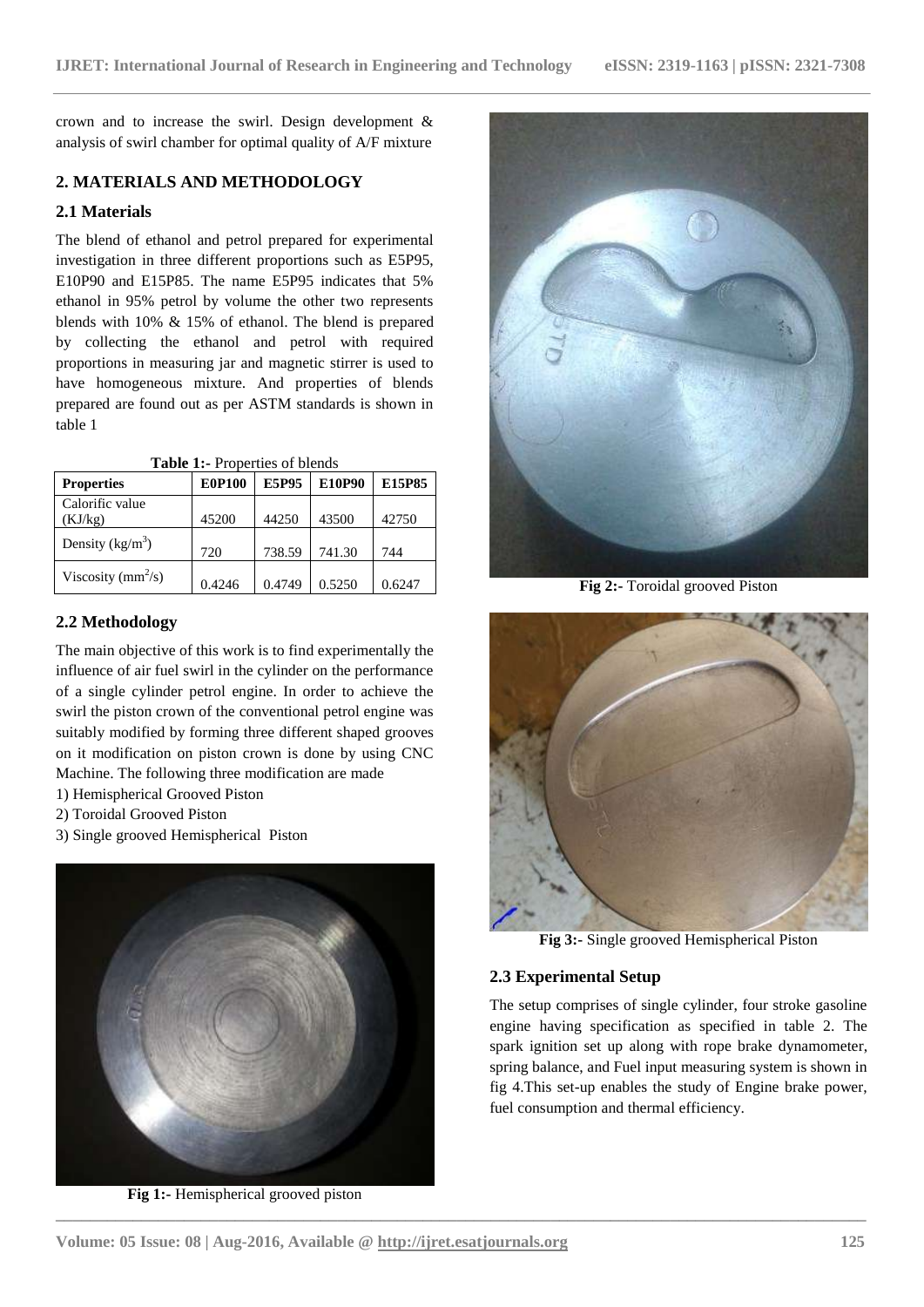crown and to increase the swirl. Design development & analysis of swirl chamber for optimal quality of A/F mixture

## 2. MATERIALS AND METHODOLOGY

### 2.1 Materials

The blend of ethanol and petrol prepared for experimental investigation in three different proportions such as E5P95, E10P90 and E15P85. The name E5P95 indicates that 5% ethanol in 95% petrol by volume the other two represents blends with 10% & 15% of ethanol. The blend is prepared by collecting the ethanol and petrol with required proportions in measuring jar and magnetic stirrer is used to have homogeneous mixture. And properties of blends prepared are found out as per ASTM standards is shown in table 1

**Table 1:-** Properties of blends

| Properties | E0P100 | E5P95 | E10P90 | E15P85 |
|---|---|---|---|---|
| Calorific value (KJ/kg) | 45200 | 44250 | 43500 | 42750 |
| Density ($kg/m^3$) | 720 | 738.59 | 741.30 | 744 |
| Viscosity ($mm^2/s$) | 0.4246 | 0.4749 | 0.5250 | 0.6247 |

### 2.2 Methodology

The main objective of this work is to find experimentally the influence of air fuel swirl in the cylinder on the performance of a single cylinder petrol engine. In order to achieve the swirl the piston crown of the conventional petrol engine was suitably modified by forming three different shaped grooves on it modification on piston crown is done by using CNC Machine. The following three modification are made

1) Hemispherical Grooved Piston
2) Toroidal Grooved Piston
3) Single grooved Hemispherical Piston

**Fig 1:-** Hemispherical grooved piston

**Fig 2:-** Toroidal grooved Piston

**Fig 3:-** Single grooved Hemispherical Piston

### 2.3 Experimental Setup

The setup comprises of single cylinder, four stroke gasoline engine having specification as specified in table 2. The spark ignition set up along with rope brake dynamometer, spring balance, and Fuel input measuring system is shown in fig 4.This set-up enables the study of Engine brake power, fuel consumption and thermal efficiency.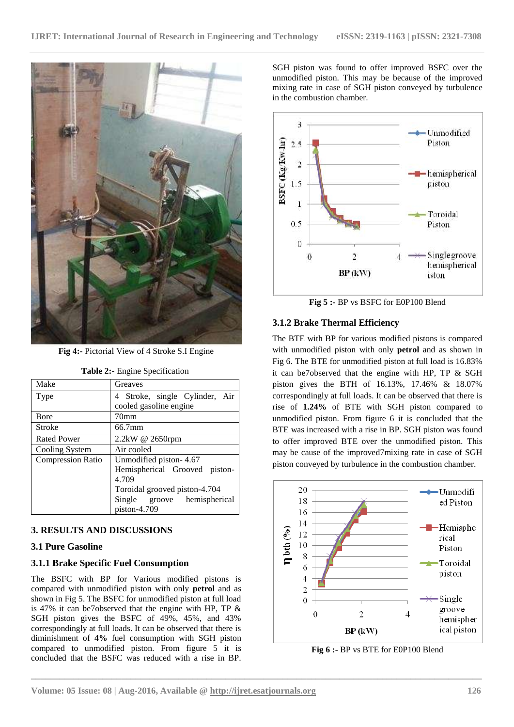Fig 4:- Pictorial View of 4 Stroke S.I Engine

**Table 2:-** Engine Specification

| | |
|---|---|
| Make | Greaves |
| Type | 4 Stroke, single Cylinder, Air cooled gasoline engine |
| Bore | 70mm |
| Stroke | 66.7mm |
| Rated Power | 2.2kW @ 2650rpm |
| Cooling System | Air cooled |
| Compression Ratio | Unmodified piston- 4.67<br>Hemispherical Grooved piston- 4.709<br>Toroidal grooved piston-4.704<br>Single groove hemispherical piston-4.709 |

## 3. RESULTS AND DISCUSSIONS

### 3.1 Pure Gasoline

#### 3.1.1 Brake Specific Fuel Consumption

The BSFC with BP for Various modified pistons is compared with unmodified piston with only **petrol** and as shown in Fig 5. The BSFC for unmodified piston at full load is 47% it can be7observed that the engine with HP, TP & SGH piston gives the BSFC of 49%, 45%, and 43% correspondingly at full loads. It can be observed that there is diminishment of **4%** fuel consumption with SGH piston compared to unmodified piston. From figure 5 it is concluded that the BSFC was reduced with a rise in BP. SGH piston was found to offer improved BSFC over the unmodified piston. This may be because of the improved mixing rate in case of SGH piston conveyed by turbulence in the combustion chamber.

BSFC (Kg/Kw-hr)
3
2.5
2
1.5
1
0.5
0
0
2
4
BP (kW)
Unmodified Piston
hemispherical piston
Toroidal Piston
Single groove hemispherical iston

**Fig 5 :-** BP vs BSFC for E0P100 Blend

#### 3.1.2 Brake Thermal Efficiency

The BTE with BP for various modified pistons is compared with unmodified piston with only **petrol** and as shown in Fig 6. The BTE for unmodified piston at full load is 16.83% it can be7observed that the engine with HP, TP & SGH piston gives the BTH of 16.13%, 17.46% & 18.07% correspondingly at full loads. It can be observed that there is rise of **1.24%** of BTE with SGH piston compared to unmodified piston. From figure 6 it is concluded that the BTE was increased with a rise in BP. SGH piston was found to offer improved BTE over the unmodified piston. This may be cause of the improved7mixing rate in case of SGH piston conveyed by turbulence in the combustion chamber.

η bth (%)
20
18
16
14
12
10
8
6
4
2
0
0
2
4
BP (kW)
Unmodified Piston
Hemispherical Piston
Toroidal piston
Single groove hemispherical piston

**Fig 6 :-** BP vs BTE for E0P100 Blend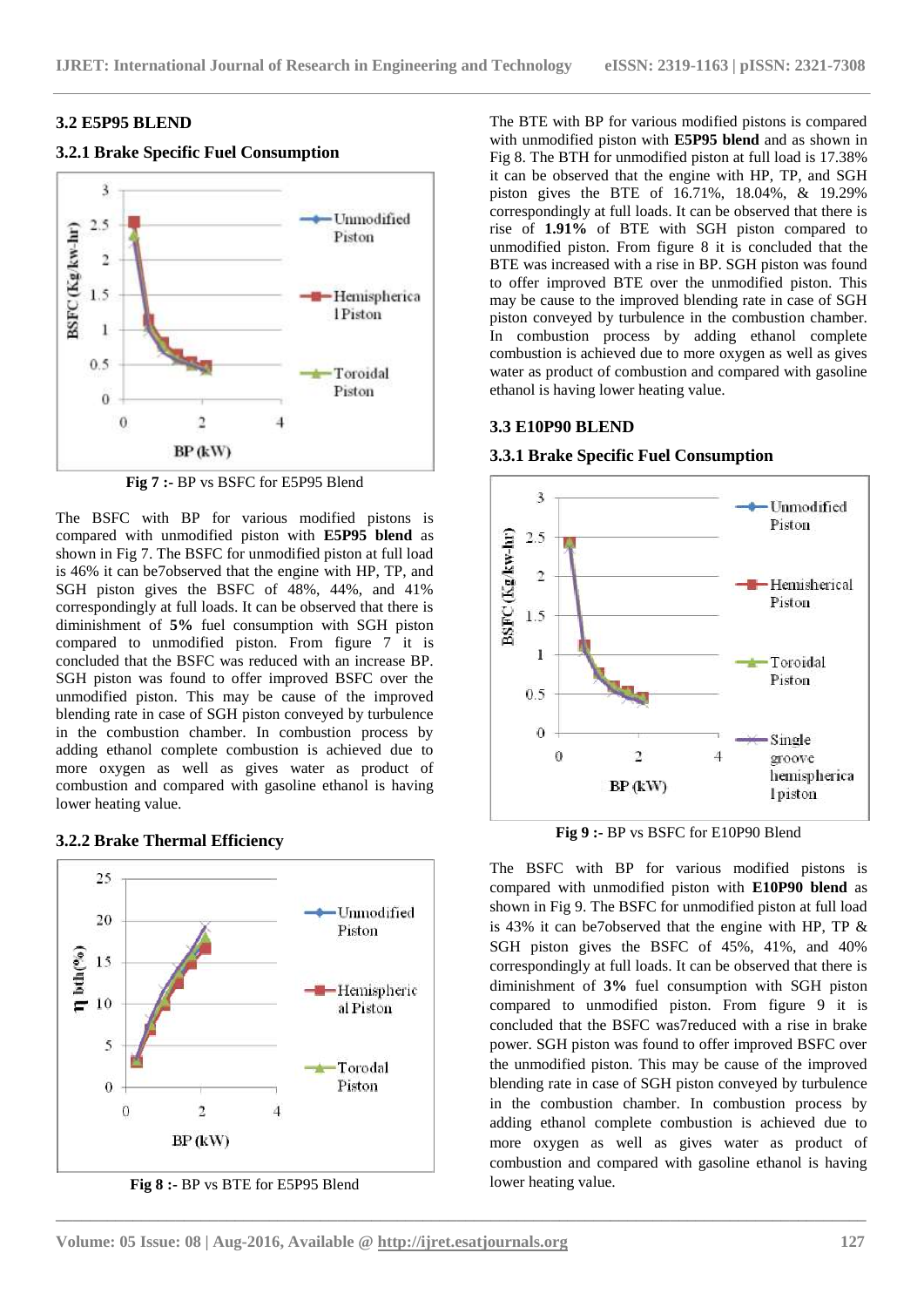### 3.2 E5P95 BLEND

#### 3.2.1 Brake Specific Fuel Consumption

BSFC (Kg/kw-hr)
3
2.5
2
1.5
1
0.5
0
0
2
4
BP (kW)
Unmodified Piston
Hemispherical Piston
Toroidal Piston

**Fig 7 :-** BP vs BSFC for E5P95 Blend

The BSFC with BP for various modified pistons is compared with unmodified piston with **E5P95 blend** as shown in Fig 7. The BSFC for unmodified piston at full load is 46% it can be7observed that the engine with HP, TP, and SGH piston gives the BSFC of 48%, 44%, and 41% correspondingly at full loads. It can be observed that there is diminishment of **5%** fuel consumption with SGH piston compared to unmodified piston. From figure 7 it is concluded that the BSFC was reduced with an increase BP. SGH piston was found to offer improved BSFC over the unmodified piston. This may be cause of the improved blending rate in case of SGH piston conveyed by turbulence in the combustion chamber. In combustion process by adding ethanol complete combustion is achieved due to more oxygen as well as gives water as product of combustion and compared with gasoline ethanol is having lower heating value.

#### 3.2.2 Brake Thermal Efficiency

η bth(%)
25
20
15
10
5
0
0
2
4
BP (kW)
Unmodified Piston
Hemispherical Piston
Torodal Piston

**Fig 8 :-** BP vs BTE for E5P95 Blend

The BTE with BP for various modified pistons is compared with unmodified piston with **E5P95 blend** and as shown in Fig 8. The BTH for unmodified piston at full load is 17.38% it can be observed that the engine with HP, TP, and SGH piston gives the BTE of 16.71%, 18.04%, & 19.29% correspondingly at full loads. It can be observed that there is rise of **1.91%** of BTE with SGH piston compared to unmodified piston. From figure 8 it is concluded that the BTE was increased with a rise in BP. SGH piston was found to offer improved BTE over the unmodified piston. This may be cause to the improved blending rate in case of SGH piston conveyed by turbulence in the combustion chamber. In combustion process by adding ethanol complete combustion is achieved due to more oxygen as well as gives water as product of combustion and compared with gasoline ethanol is having lower heating value.

### 3.3 E10P90 BLEND

#### 3.3.1 Brake Specific Fuel Consumption

BSFC (Kg/kw-hr)
3
2.5
2
1.5
1
0.5
0
0
2
4
BP (kW)
Unmodified Piston
Hemisherical Piston
Toroidal Piston
Single groove hemispherical piston

**Fig 9 :-** BP vs BSFC for E10P90 Blend

The BSFC with BP for various modified pistons is compared with unmodified piston with **E10P90 blend** as shown in Fig 9. The BSFC for unmodified piston at full load is 43% it can be7observed that the engine with HP, TP & SGH piston gives the BSFC of 45%, 41%, and 40% correspondingly at full loads. It can be observed that there is diminishment of **3%** fuel consumption with SGH piston compared to unmodified piston. From figure 9 it is concluded that the BSFC was7reduced with a rise in brake power. SGH piston was found to offer improved BSFC over the unmodified piston. This may be cause of the improved blending rate in case of SGH piston conveyed by turbulence in the combustion chamber. In combustion process by adding ethanol complete combustion is achieved due to more oxygen as well as gives water as product of combustion and compared with gasoline ethanol is having lower heating value.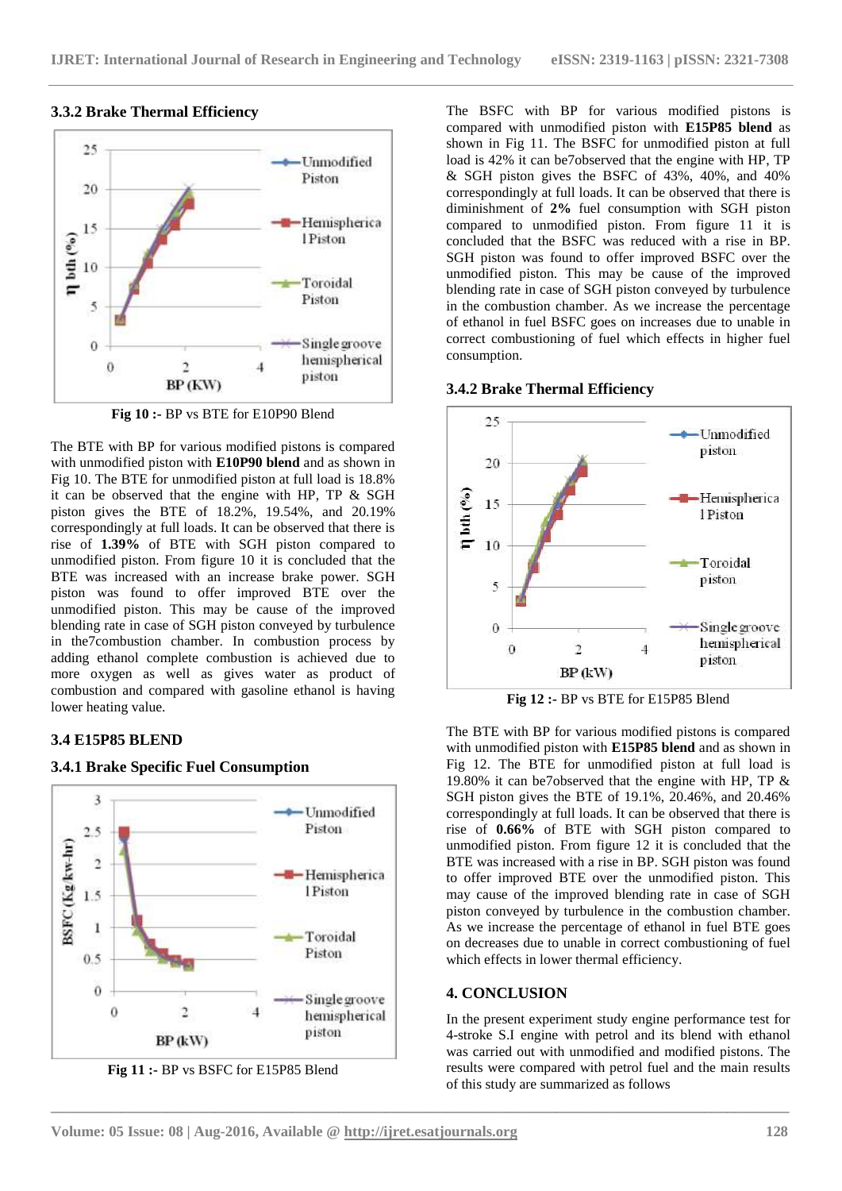### 3.3.2 Brake Thermal Efficiency

25
20
15
10
5
0
η bth (%)
0
2
4
BP (KW)
Unmodified Piston
Hemispherical Piston
Toroidal Piston
Single groove hemispherical piston

**Fig 10 :-** BP vs BTE for E10P90 Blend

The BTE with BP for various modified pistons is compared with unmodified piston with **E10P90 blend** and as shown in Fig 10. The BTE for unmodified piston at full load is 18.8% it can be observed that the engine with HP, TP & SGH piston gives the BTE of 18.2%, 19.54%, and 20.19% correspondingly at full loads. It can be observed that there is rise of **1.39%** of BTE with SGH piston compared to unmodified piston. From figure 10 it is concluded that the BTE was increased with an increase brake power. SGH piston was found to offer improved BTE over the unmodified piston. This may be cause of the improved blending rate in case of SGH piston conveyed by turbulence in the7combustion chamber. In combustion process by adding ethanol complete combustion is achieved due to more oxygen as well as gives water as product of combustion and compared with gasoline ethanol is having lower heating value.

### 3.4 E15P85 BLEND

### 3.4.1 Brake Specific Fuel Consumption

3
2.5
2
1.5
1
0.5
0
BSFC (Kg/kw-hr)
0
2
4
BP (kW)
Unmodified Piston
Hemispherical Piston
Toroidal Piston
Single groove hemispherical piston

**Fig 11 :-** BP vs BSFC for E15P85 Blend

The BSFC with BP for various modified pistons is compared with unmodified piston with **E15P85 blend** as shown in Fig 11. The BSFC for unmodified piston at full load is 42% it can be7observed that the engine with HP, TP & SGH piston gives the BSFC of 43%, 40%, and 40% correspondingly at full loads. It can be observed that there is diminishment of **2%** fuel consumption with SGH piston compared to unmodified piston. From figure 11 it is concluded that the BSFC was reduced with a rise in BP. SGH piston was found to offer improved BSFC over the unmodified piston. This may be cause of the improved blending rate in case of SGH piston conveyed by turbulence in the combustion chamber. As we increase the percentage of ethanol in fuel BSFC goes on increases due to unable in correct combustioning of fuel which effects in higher fuel consumption.

### 3.4.2 Brake Thermal Efficiency

25
20
15
10
5
0
η bth (%)
0
2
4
BP (kW)
Unmodified piston
Hemispherical Piston
Toroidal piston
Single groove hemispherical piston

**Fig 12 :-** BP vs BTE for E15P85 Blend

The BTE with BP for various modified pistons is compared with unmodified piston with **E15P85 blend** and as shown in Fig 12. The BTE for unmodified piston at full load is 19.80% it can be7observed that the engine with HP, TP & SGH piston gives the BTE of 19.1%, 20.46%, and 20.46% correspondingly at full loads. It can be observed that there is rise of **0.66%** of BTE with SGH piston compared to unmodified piston. From figure 12 it is concluded that the BTE was increased with a rise in BP. SGH piston was found to offer improved BTE over the unmodified piston. This may cause of the improved blending rate in case of SGH piston conveyed by turbulence in the combustion chamber. As we increase the percentage of ethanol in fuel BTE goes on decreases due to unable in correct combustioning of fuel which effects in lower thermal efficiency.

## 4. CONCLUSION

In the present experiment study engine performance test for 4-stroke S.I engine with petrol and its blend with ethanol was carried out with unmodified and modified pistons. The results were compared with petrol fuel and the main results of this study are summarized as follows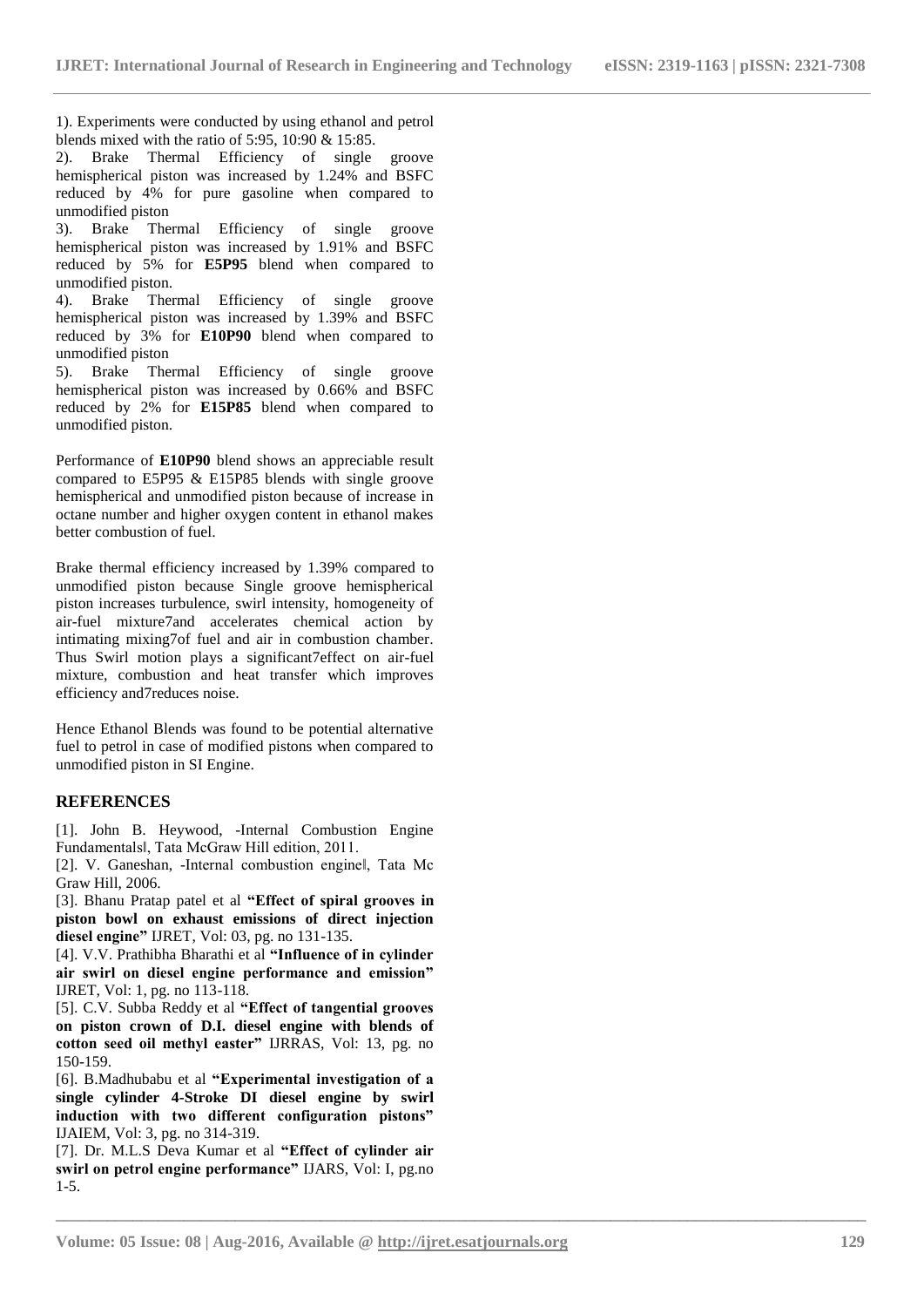1). Experiments were conducted by using ethanol and petrol blends mixed with the ratio of 5:95, 10:90 & 15:85.

2). Brake Thermal Efficiency of single groove hemispherical piston was increased by 1.24% and BSFC reduced by 4% for pure gasoline when compared to unmodified piston

3). Brake Thermal Efficiency of single groove hemispherical piston was increased by 1.91% and BSFC reduced by 5% for **E5P95** blend when compared to unmodified piston.

4). Brake Thermal Efficiency of single groove hemispherical piston was increased by 1.39% and BSFC reduced by 3% for **E10P90** blend when compared to unmodified piston

5). Brake Thermal Efficiency of single groove hemispherical piston was increased by 0.66% and BSFC reduced by 2% for **E15P85** blend when compared to unmodified piston.

Performance of **E10P90** blend shows an appreciable result compared to E5P95 & E15P85 blends with single groove hemispherical and unmodified piston because of increase in octane number and higher oxygen content in ethanol makes better combustion of fuel.

Brake thermal efficiency increased by 1.39% compared to unmodified piston because Single groove hemispherical piston increases turbulence, swirl intensity, homogeneity of air-fuel mixture7and accelerates chemical action by intimating mixing7of fuel and air in combustion chamber. Thus Swirl motion plays a significant7effect on air-fuel mixture, combustion and heat transfer which improves efficiency and7reduces noise.

Hence Ethanol Blends was found to be potential alternative fuel to petrol in case of modified pistons when compared to unmodified piston in SI Engine.

## REFERENCES

[1]. John B. Heywood, -Internal Combustion Engine Fundamentals‖, Tata McGraw Hill edition, 2011.

[2]. V. Ganeshan, -Internal combustion engine‖, Tata Mc Graw Hill, 2006.

[3]. Bhanu Pratap patel et al **"Effect of spiral grooves in piston bowl on exhaust emissions of direct injection diesel engine"** IJRET, Vol: 03, pg. no 131-135.

[4]. V.V. Prathibha Bharathi et al **"Influence of in cylinder air swirl on diesel engine performance and emission"** IJRET, Vol: 1, pg. no 113-118.

[5]. C.V. Subba Reddy et al **"Effect of tangential grooves on piston crown of D.I. diesel engine with blends of cotton seed oil methyl easter"** IJRRAS, Vol: 13, pg. no 150-159.

[6]. B.Madhubabu et al **"Experimental investigation of a single cylinder 4-Stroke DI diesel engine by swirl induction with two different configuration pistons"** IJAIEM, Vol: 3, pg. no 314-319.

[7]. Dr. M.L.S Deva Kumar et al **"Effect of cylinder air swirl on petrol engine performance"** IJARS, Vol: I, pg.no 1-5.